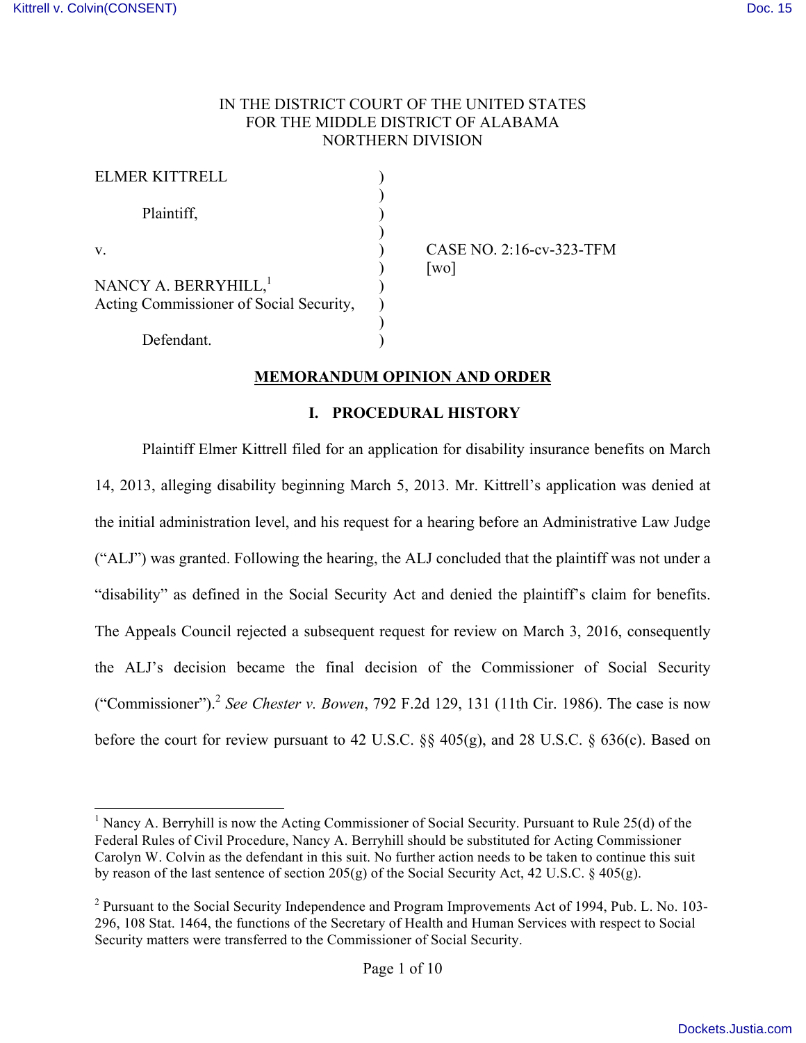IN THE DISTRICT COURT OF THE UNITED STATES
FOR THE MIDDLE DISTRICT OF ALABAMA
NORTHERN DIVISION

ELMER KITTRELL

Plaintiff,

v.

NANCY A. BERRYHILL,[1]
Acting Commissioner of Social Security,

Defendant.

CASE NO. 2:16-cv-323-TFM
[wo]

## MEMORANDUM OPINION AND ORDER

### I. PROCEDURAL HISTORY

Plaintiff Elmer Kittrell filed for an application for disability insurance benefits on March 14, 2013, alleging disability beginning March 5, 2013. Mr. Kittrell's application was denied at the initial administration level, and his request for a hearing before an Administrative Law Judge ("ALJ") was granted. Following the hearing, the ALJ concluded that the plaintiff was not under a "disability" as defined in the Social Security Act and denied the plaintiff's claim for benefits. The Appeals Council rejected a subsequent request for review on March 3, 2016, consequently the ALJ's decision became the final decision of the Commissioner of Social Security ("Commissioner").[2] *See Chester v. Bowen*, 792 F.2d 129, 131 (11th Cir. 1986). The case is now before the court for review pursuant to 42 U.S.C. §§ 405(g), and 28 U.S.C. § 636(c). Based on

---

[1] Nancy A. Berryhill is now the Acting Commissioner of Social Security. Pursuant to Rule 25(d) of the Federal Rules of Civil Procedure, Nancy A. Berryhill should be substituted for Acting Commissioner Carolyn W. Colvin as the defendant in this suit. No further action needs to be taken to continue this suit by reason of the last sentence of section 205(g) of the Social Security Act, 42 U.S.C. § 405(g).

[2] Pursuant to the Social Security Independence and Program Improvements Act of 1994, Pub. L. No. 103-296, 108 Stat. 1464, the functions of the Secretary of Health and Human Services with respect to Social Security matters were transferred to the Commissioner of Social Security.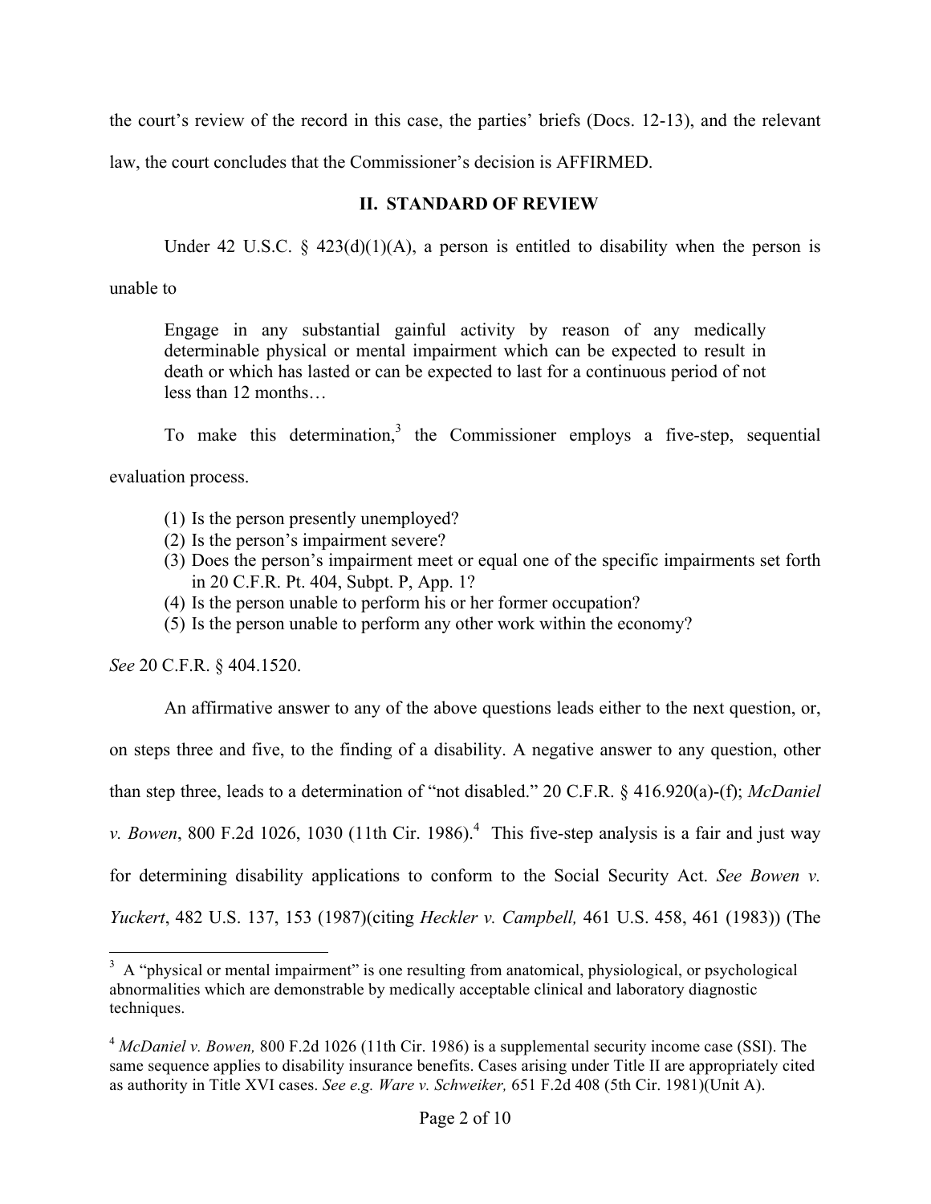the court's review of the record in this case, the parties' briefs (Docs. 12-13), and the relevant law, the court concludes that the Commissioner's decision is AFFIRMED.

## II. STANDARD OF REVIEW

Under 42 U.S.C. § 423(d)(1)(A), a person is entitled to disability when the person is unable to

> Engage in any substantial gainful activity by reason of any medically determinable physical or mental impairment which can be expected to result in death or which has lasted or can be expected to last for a continuous period of not less than 12 months…

To make this determination,[3] the Commissioner employs a five-step, sequential evaluation process.

1. Is the person presently unemployed?
2. Is the person's impairment severe?
3. Does the person's impairment meet or equal one of the specific impairments set forth in 20 C.F.R. Pt. 404, Subpt. P, App. 1?
4. Is the person unable to perform his or her former occupation?
5. Is the person unable to perform any other work within the economy?

*See* 20 C.F.R. § 404.1520.

An affirmative answer to any of the above questions leads either to the next question, or, on steps three and five, to the finding of a disability. A negative answer to any question, other than step three, leads to a determination of "not disabled." 20 C.F.R. § 416.920(a)-(f); *McDaniel v. Bowen*, 800 F.2d 1026, 1030 (11th Cir. 1986).[4] This five-step analysis is a fair and just way for determining disability applications to conform to the Social Security Act. *See Bowen v. Yuckert*, 482 U.S. 137, 153 (1987)(citing *Heckler v. Campbell,* 461 U.S. 458, 461 (1983)) (The

---

[3] A "physical or mental impairment" is one resulting from anatomical, physiological, or psychological abnormalities which are demonstrable by medically acceptable clinical and laboratory diagnostic techniques.

[4] *McDaniel v. Bowen,* 800 F.2d 1026 (11th Cir. 1986) is a supplemental security income case (SSI). The same sequence applies to disability insurance benefits. Cases arising under Title II are appropriately cited as authority in Title XVI cases. *See e.g. Ware v. Schweiker,* 651 F.2d 408 (5th Cir. 1981)(Unit A).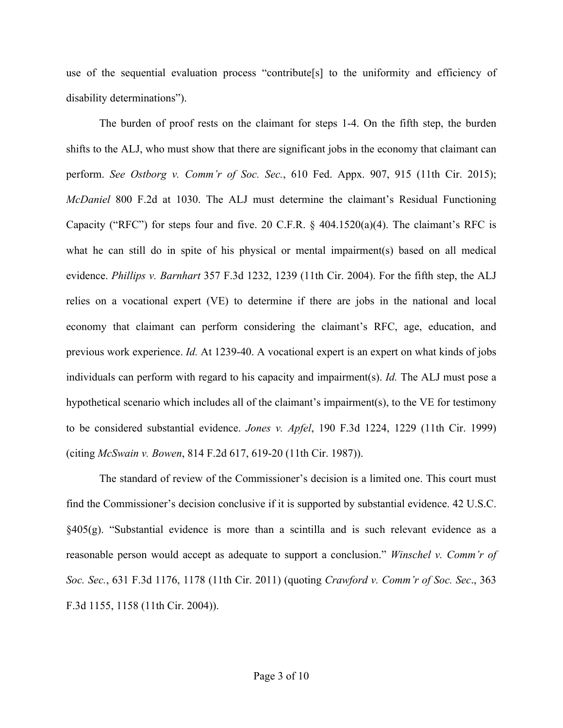use of the sequential evaluation process "contribute[s] to the uniformity and efficiency of disability determinations").

The burden of proof rests on the claimant for steps 1-4. On the fifth step, the burden shifts to the ALJ, who must show that there are significant jobs in the economy that claimant can perform. *See Ostborg v. Comm'r of Soc. Sec.*, 610 Fed. Appx. 907, 915 (11th Cir. 2015); *McDaniel* 800 F.2d at 1030. The ALJ must determine the claimant's Residual Functioning Capacity ("RFC") for steps four and five. 20 C.F.R. § 404.1520(a)(4). The claimant's RFC is what he can still do in spite of his physical or mental impairment(s) based on all medical evidence. *Phillips v. Barnhart* 357 F.3d 1232, 1239 (11th Cir. 2004). For the fifth step, the ALJ relies on a vocational expert (VE) to determine if there are jobs in the national and local economy that claimant can perform considering the claimant's RFC, age, education, and previous work experience. *Id.* At 1239-40. A vocational expert is an expert on what kinds of jobs individuals can perform with regard to his capacity and impairment(s). *Id.* The ALJ must pose a hypothetical scenario which includes all of the claimant's impairment(s), to the VE for testimony to be considered substantial evidence. *Jones v. Apfel*, 190 F.3d 1224, 1229 (11th Cir. 1999) (citing *McSwain v. Bowen*, 814 F.2d 617, 619-20 (11th Cir. 1987)).

The standard of review of the Commissioner's decision is a limited one. This court must find the Commissioner's decision conclusive if it is supported by substantial evidence. 42 U.S.C. §405(g). "Substantial evidence is more than a scintilla and is such relevant evidence as a reasonable person would accept as adequate to support a conclusion." *Winschel v. Comm'r of Soc. Sec.*, 631 F.3d 1176, 1178 (11th Cir. 2011) (quoting *Crawford v. Comm'r of Soc. Sec*., 363 F.3d 1155, 1158 (11th Cir. 2004)).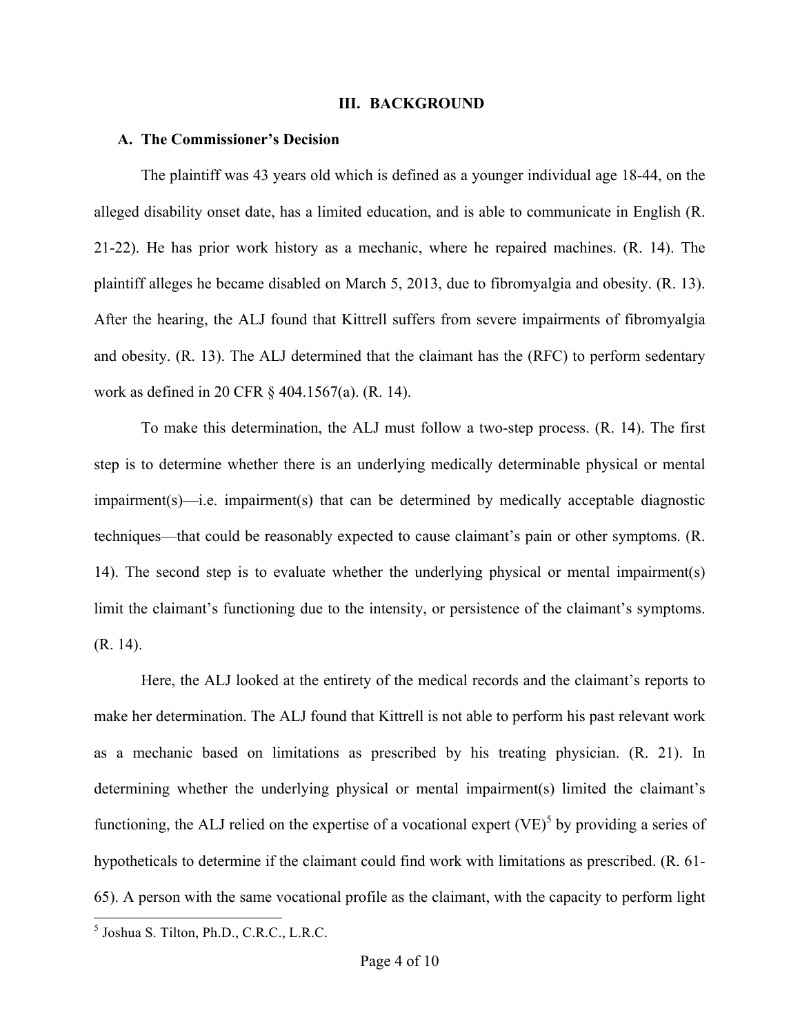## III. BACKGROUND

### A. The Commissioner's Decision

The plaintiff was 43 years old which is defined as a younger individual age 18-44, on the alleged disability onset date, has a limited education, and is able to communicate in English (R. 21-22). He has prior work history as a mechanic, where he repaired machines. (R. 14). The plaintiff alleges he became disabled on March 5, 2013, due to fibromyalgia and obesity. (R. 13). After the hearing, the ALJ found that Kittrell suffers from severe impairments of fibromyalgia and obesity. (R. 13). The ALJ determined that the claimant has the (RFC) to perform sedentary work as defined in 20 CFR § 404.1567(a). (R. 14).

To make this determination, the ALJ must follow a two-step process. (R. 14). The first step is to determine whether there is an underlying medically determinable physical or mental impairment(s)—i.e. impairment(s) that can be determined by medically acceptable diagnostic techniques—that could be reasonably expected to cause claimant's pain or other symptoms. (R. 14). The second step is to evaluate whether the underlying physical or mental impairment(s) limit the claimant's functioning due to the intensity, or persistence of the claimant's symptoms. (R. 14).

Here, the ALJ looked at the entirety of the medical records and the claimant's reports to make her determination. The ALJ found that Kittrell is not able to perform his past relevant work as a mechanic based on limitations as prescribed by his treating physician. (R. 21). In determining whether the underlying physical or mental impairment(s) limited the claimant's functioning, the ALJ relied on the expertise of a vocational expert (VE)[5] by providing a series of hypotheticals to determine if the claimant could find work with limitations as prescribed. (R. 61-65). A person with the same vocational profile as the claimant, with the capacity to perform light

[5] Joshua S. Tilton, Ph.D., C.R.C., L.R.C.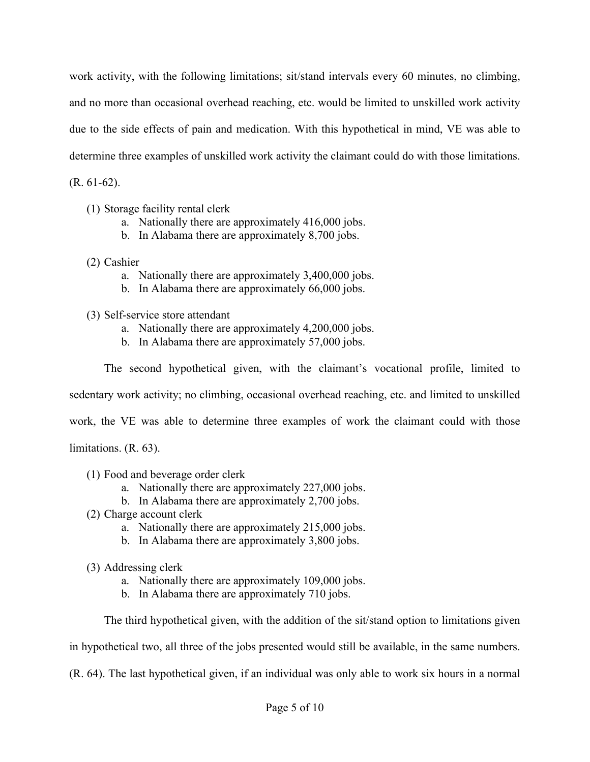work activity, with the following limitations; sit/stand intervals every 60 minutes, no climbing, and no more than occasional overhead reaching, etc. would be limited to unskilled work activity due to the side effects of pain and medication. With this hypothetical in mind, VE was able to determine three examples of unskilled work activity the claimant could do with those limitations. (R. 61-62).

1. Storage facility rental clerk
   a. Nationally there are approximately 416,000 jobs.
   b. In Alabama there are approximately 8,700 jobs.

2. Cashier
   a. Nationally there are approximately 3,400,000 jobs.
   b. In Alabama there are approximately 66,000 jobs.

3. Self-service store attendant
   a. Nationally there are approximately 4,200,000 jobs.
   b. In Alabama there are approximately 57,000 jobs.

The second hypothetical given, with the claimant's vocational profile, limited to sedentary work activity; no climbing, occasional overhead reaching, etc. and limited to unskilled work, the VE was able to determine three examples of work the claimant could with those limitations. (R. 63).

1. Food and beverage order clerk
   a. Nationally there are approximately 227,000 jobs.
   b. In Alabama there are approximately 2,700 jobs.
2. Charge account clerk
   a. Nationally there are approximately 215,000 jobs.
   b. In Alabama there are approximately 3,800 jobs.

3. Addressing clerk
   a. Nationally there are approximately 109,000 jobs.
   b. In Alabama there are approximately 710 jobs.

The third hypothetical given, with the addition of the sit/stand option to limitations given in hypothetical two, all three of the jobs presented would still be available, in the same numbers. (R. 64). The last hypothetical given, if an individual was only able to work six hours in a normal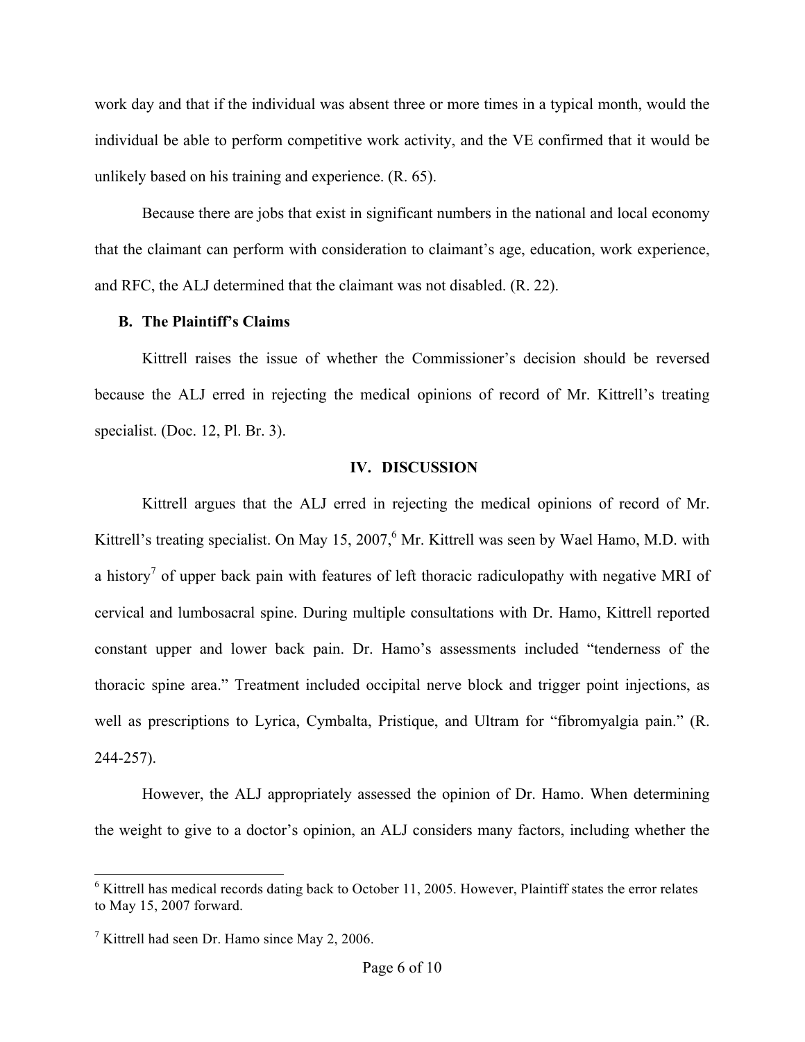work day and that if the individual was absent three or more times in a typical month, would the individual be able to perform competitive work activity, and the VE confirmed that it would be unlikely based on his training and experience. (R. 65).

Because there are jobs that exist in significant numbers in the national and local economy that the claimant can perform with consideration to claimant's age, education, work experience, and RFC, the ALJ determined that the claimant was not disabled. (R. 22).

**B. The Plaintiff's Claims**

Kittrell raises the issue of whether the Commissioner's decision should be reversed because the ALJ erred in rejecting the medical opinions of record of Mr. Kittrell's treating specialist. (Doc. 12, Pl. Br. 3).

## IV. DISCUSSION

Kittrell argues that the ALJ erred in rejecting the medical opinions of record of Mr. Kittrell's treating specialist. On May 15, 2007,[6] Mr. Kittrell was seen by Wael Hamo, M.D. with a history[7] of upper back pain with features of left thoracic radiculopathy with negative MRI of cervical and lumbosacral spine. During multiple consultations with Dr. Hamo, Kittrell reported constant upper and lower back pain. Dr. Hamo's assessments included "tenderness of the thoracic spine area." Treatment included occipital nerve block and trigger point injections, as well as prescriptions to Lyrica, Cymbalta, Pristique, and Ultram for "fibromyalgia pain." (R. 244-257).

However, the ALJ appropriately assessed the opinion of Dr. Hamo. When determining the weight to give to a doctor's opinion, an ALJ considers many factors, including whether the

---

[6] Kittrell has medical records dating back to October 11, 2005. However, Plaintiff states the error relates to May 15, 2007 forward.

[7] Kittrell had seen Dr. Hamo since May 2, 2006.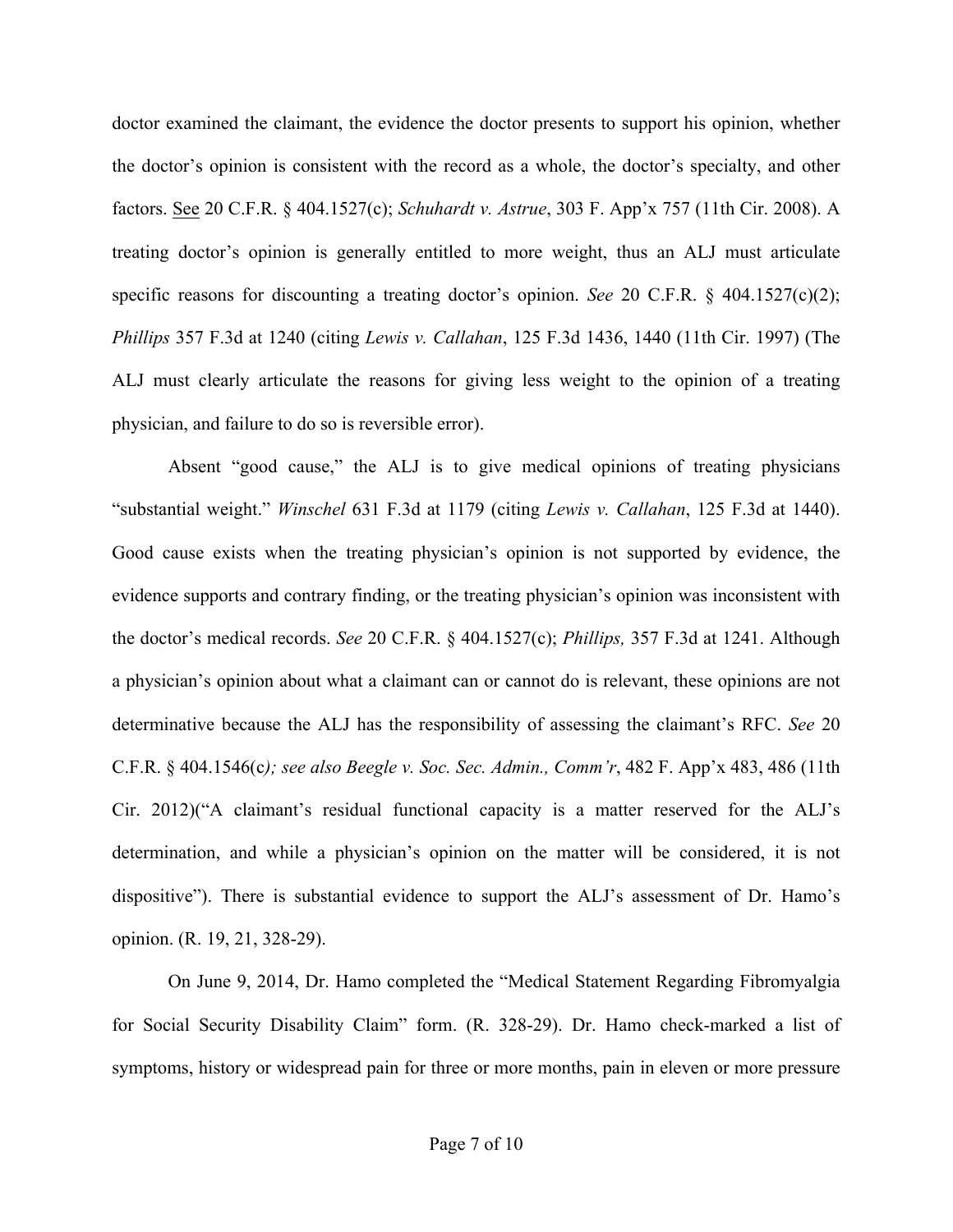doctor examined the claimant, the evidence the doctor presents to support his opinion, whether the doctor's opinion is consistent with the record as a whole, the doctor's specialty, and other factors. See 20 C.F.R. § 404.1527(c); *Schuhardt v. Astrue*, 303 F. App'x 757 (11th Cir. 2008). A treating doctor's opinion is generally entitled to more weight, thus an ALJ must articulate specific reasons for discounting a treating doctor's opinion. *See* 20 C.F.R. § 404.1527(c)(2); *Phillips* 357 F.3d at 1240 (citing *Lewis v. Callahan*, 125 F.3d 1436, 1440 (11th Cir. 1997) (The ALJ must clearly articulate the reasons for giving less weight to the opinion of a treating physician, and failure to do so is reversible error).

Absent "good cause," the ALJ is to give medical opinions of treating physicians "substantial weight." *Winschel* 631 F.3d at 1179 (citing *Lewis v. Callahan*, 125 F.3d at 1440). Good cause exists when the treating physician's opinion is not supported by evidence, the evidence supports and contrary finding, or the treating physician's opinion was inconsistent with the doctor's medical records. *See* 20 C.F.R. § 404.1527(c); *Phillips,* 357 F.3d at 1241. Although a physician's opinion about what a claimant can or cannot do is relevant, these opinions are not determinative because the ALJ has the responsibility of assessing the claimant's RFC. *See* 20 C.F.R. § 404.1546(c*); see also Beegle v. Soc. Sec. Admin., Comm'r*, 482 F. App'x 483, 486 (11th Cir. 2012)("A claimant's residual functional capacity is a matter reserved for the ALJ's determination, and while a physician's opinion on the matter will be considered, it is not dispositive"). There is substantial evidence to support the ALJ's assessment of Dr. Hamo's opinion. (R. 19, 21, 328-29).

On June 9, 2014, Dr. Hamo completed the "Medical Statement Regarding Fibromyalgia for Social Security Disability Claim" form. (R. 328-29). Dr. Hamo check-marked a list of symptoms, history or widespread pain for three or more months, pain in eleven or more pressure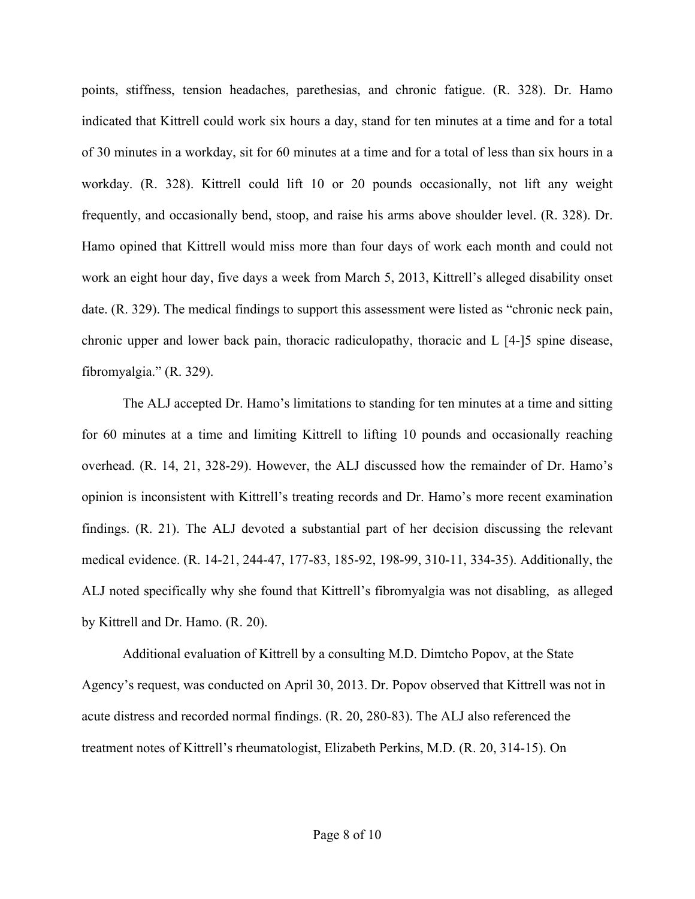points, stiffness, tension headaches, parethesias, and chronic fatigue. (R. 328). Dr. Hamo indicated that Kittrell could work six hours a day, stand for ten minutes at a time and for a total of 30 minutes in a workday, sit for 60 minutes at a time and for a total of less than six hours in a workday. (R. 328). Kittrell could lift 10 or 20 pounds occasionally, not lift any weight frequently, and occasionally bend, stoop, and raise his arms above shoulder level. (R. 328). Dr. Hamo opined that Kittrell would miss more than four days of work each month and could not work an eight hour day, five days a week from March 5, 2013, Kittrell's alleged disability onset date. (R. 329). The medical findings to support this assessment were listed as "chronic neck pain, chronic upper and lower back pain, thoracic radiculopathy, thoracic and L [4-]5 spine disease, fibromyalgia." (R. 329).

The ALJ accepted Dr. Hamo's limitations to standing for ten minutes at a time and sitting for 60 minutes at a time and limiting Kittrell to lifting 10 pounds and occasionally reaching overhead. (R. 14, 21, 328-29). However, the ALJ discussed how the remainder of Dr. Hamo's opinion is inconsistent with Kittrell's treating records and Dr. Hamo's more recent examination findings. (R. 21). The ALJ devoted a substantial part of her decision discussing the relevant medical evidence. (R. 14-21, 244-47, 177-83, 185-92, 198-99, 310-11, 334-35). Additionally, the ALJ noted specifically why she found that Kittrell's fibromyalgia was not disabling, as alleged by Kittrell and Dr. Hamo. (R. 20).

Additional evaluation of Kittrell by a consulting M.D. Dimtcho Popov, at the State Agency's request, was conducted on April 30, 2013. Dr. Popov observed that Kittrell was not in acute distress and recorded normal findings. (R. 20, 280-83). The ALJ also referenced the treatment notes of Kittrell's rheumatologist, Elizabeth Perkins, M.D. (R. 20, 314-15). On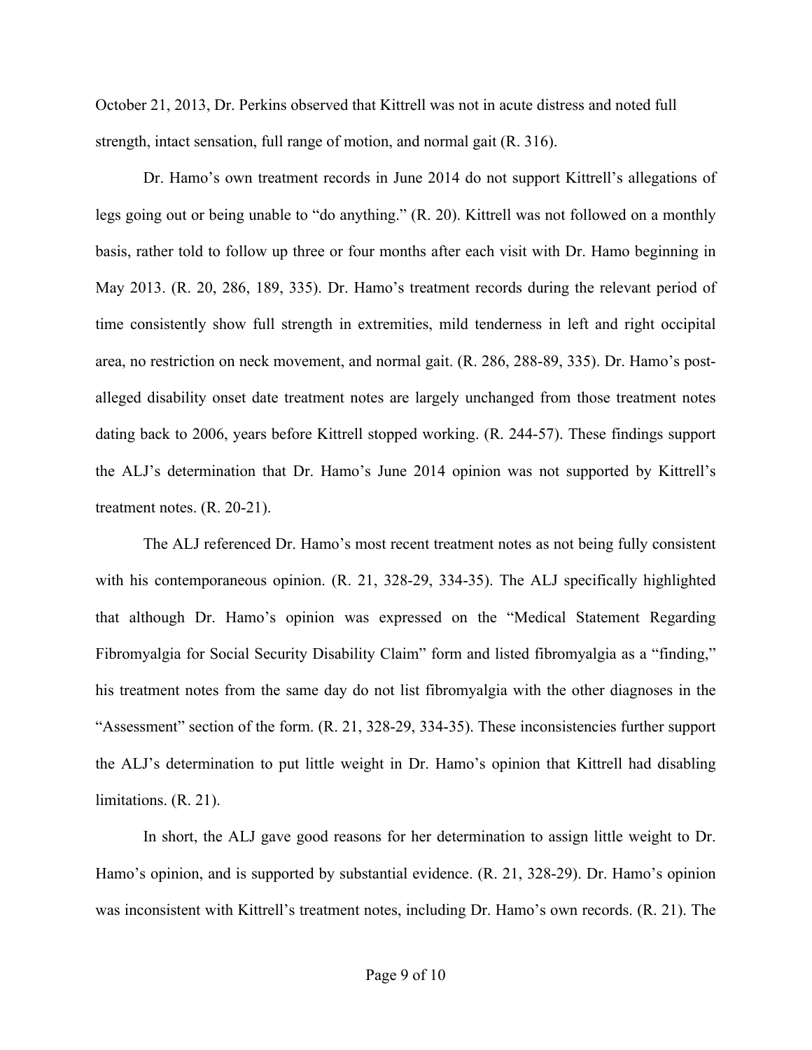October 21, 2013, Dr. Perkins observed that Kittrell was not in acute distress and noted full strength, intact sensation, full range of motion, and normal gait (R. 316).

Dr. Hamo's own treatment records in June 2014 do not support Kittrell's allegations of legs going out or being unable to "do anything." (R. 20). Kittrell was not followed on a monthly basis, rather told to follow up three or four months after each visit with Dr. Hamo beginning in May 2013. (R. 20, 286, 189, 335). Dr. Hamo's treatment records during the relevant period of time consistently show full strength in extremities, mild tenderness in left and right occipital area, no restriction on neck movement, and normal gait. (R. 286, 288-89, 335). Dr. Hamo's post-alleged disability onset date treatment notes are largely unchanged from those treatment notes dating back to 2006, years before Kittrell stopped working. (R. 244-57). These findings support the ALJ's determination that Dr. Hamo's June 2014 opinion was not supported by Kittrell's treatment notes. (R. 20-21).

The ALJ referenced Dr. Hamo's most recent treatment notes as not being fully consistent with his contemporaneous opinion. (R. 21, 328-29, 334-35). The ALJ specifically highlighted that although Dr. Hamo's opinion was expressed on the "Medical Statement Regarding Fibromyalgia for Social Security Disability Claim" form and listed fibromyalgia as a "finding," his treatment notes from the same day do not list fibromyalgia with the other diagnoses in the "Assessment" section of the form. (R. 21, 328-29, 334-35). These inconsistencies further support the ALJ's determination to put little weight in Dr. Hamo's opinion that Kittrell had disabling limitations. (R. 21).

In short, the ALJ gave good reasons for her determination to assign little weight to Dr. Hamo's opinion, and is supported by substantial evidence. (R. 21, 328-29). Dr. Hamo's opinion was inconsistent with Kittrell's treatment notes, including Dr. Hamo's own records. (R. 21). The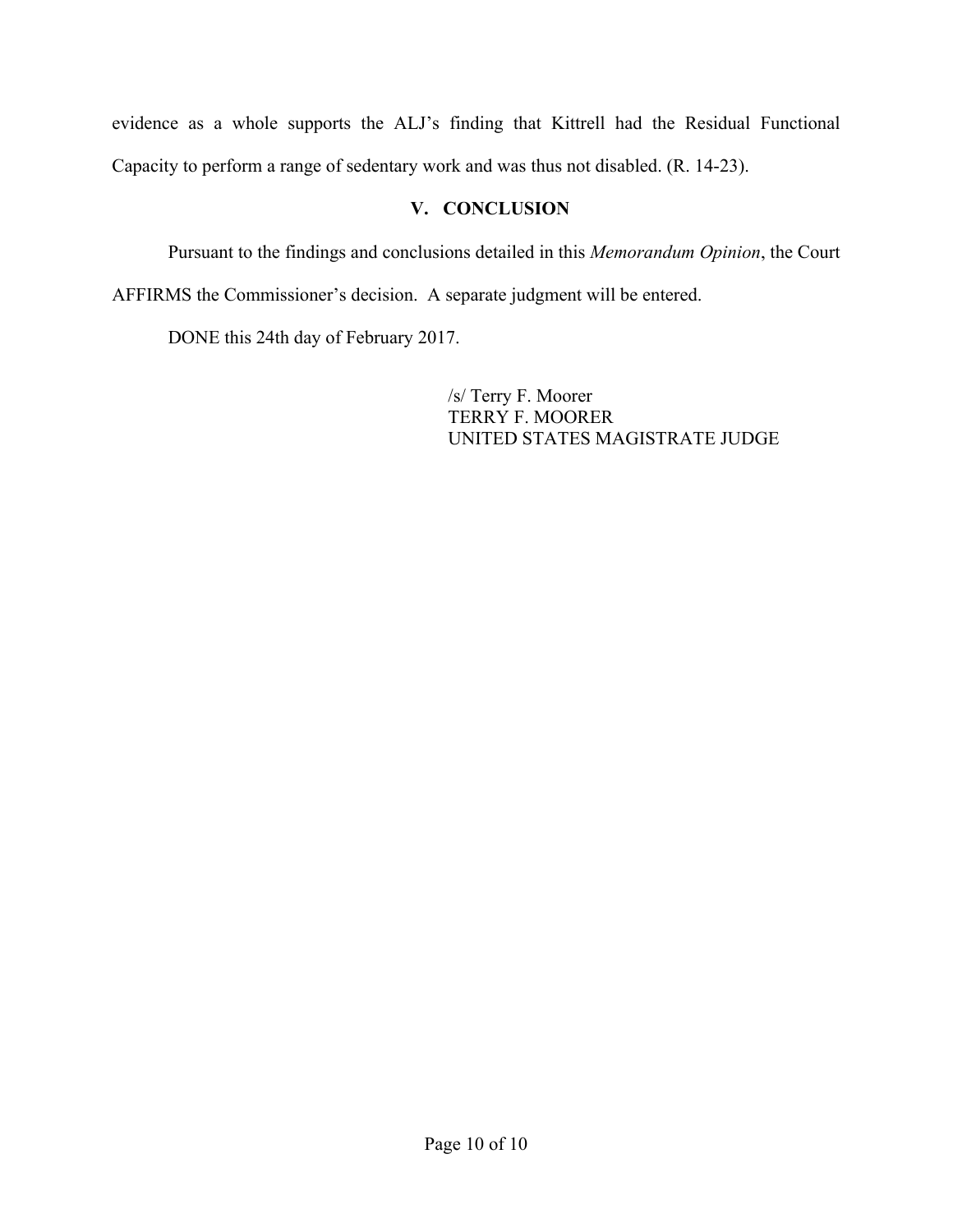evidence as a whole supports the ALJ's finding that Kittrell had the Residual Functional Capacity to perform a range of sedentary work and was thus not disabled. (R. 14-23).

## V. CONCLUSION

Pursuant to the findings and conclusions detailed in this *Memorandum Opinion*, the Court AFFIRMS the Commissioner's decision. A separate judgment will be entered.

DONE this 24th day of February 2017.

/s/ Terry F. Moorer
TERRY F. MOORER
UNITED STATES MAGISTRATE JUDGE